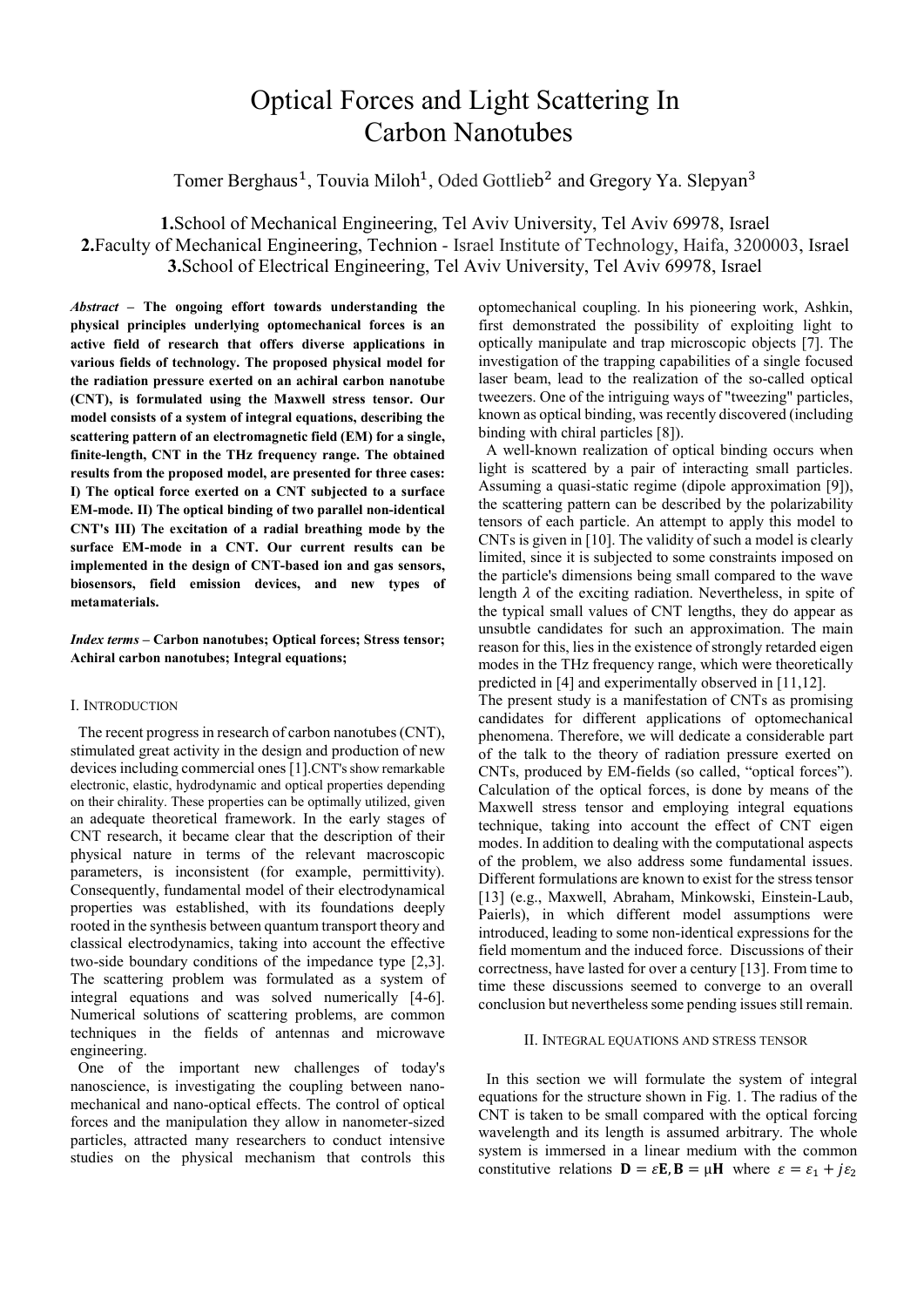# Optical Forces and Light Scattering In Carbon Nanotubes

Tomer Berghaus[1], Touvia Miloh[1], Oded Gottlieb[2] and Gregory Ya. Slepyan[3]

**1.**School of Mechanical Engineering, Tel Aviv University, Tel Aviv 69978, Israel
**2.**Faculty of Mechanical Engineering, Technion - Israel Institute of Technology, Haifa, 3200003, Israel
**3.**School of Electrical Engineering, Tel Aviv University, Tel Aviv 69978, Israel

***Abstract* – The ongoing effort towards understanding the physical principles underlying optomechanical forces is an active field of research that offers diverse applications in various fields of technology. The proposed physical model for the radiation pressure exerted on an achiral carbon nanotube (CNT), is formulated using the Maxwell stress tensor. Our model consists of a system of integral equations, describing the scattering pattern of an electromagnetic field (EM) for a single, finite-length, CNT in the THz frequency range. The obtained results from the proposed model, are presented for three cases: I) The optical force exerted on a CNT subjected to a surface EM-mode. II) The optical binding of two parallel non-identical CNT's III) The excitation of a radial breathing mode by the surface EM-mode in a CNT. Our current results can be implemented in the design of CNT-based ion and gas sensors, biosensors, field emission devices, and new types of metamaterials.**

***Index terms* – Carbon nanotubes; Optical forces; Stress tensor; Achiral carbon nanotubes; Integral equations;**

## I. Introduction

The recent progress in research of carbon nanotubes (CNT), stimulated great activity in the design and production of new devices including commercial ones [1].CNT's show remarkable electronic, elastic, hydrodynamic and optical properties depending on their chirality. These properties can be optimally utilized, given an adequate theoretical framework. In the early stages of CNT research, it became clear that the description of their physical nature in terms of the relevant macroscopic parameters, is inconsistent (for example, permittivity). Consequently, fundamental model of their electrodynamical properties was established, with its foundations deeply rooted in the synthesis between quantum transport theory and classical electrodynamics, taking into account the effective two-side boundary conditions of the impedance type [2,3]. The scattering problem was formulated as a system of integral equations and was solved numerically [4-6]. Numerical solutions of scattering problems, are common techniques in the fields of antennas and microwave engineering.

One of the important new challenges of today's nanoscience, is investigating the coupling between nano-mechanical and nano-optical effects. The control of optical forces and the manipulation they allow in nanometer-sized particles, attracted many researchers to conduct intensive studies on the physical mechanism that controls this optomechanical coupling. In his pioneering work, Ashkin, first demonstrated the possibility of exploiting light to optically manipulate and trap microscopic objects [7]. The investigation of the trapping capabilities of a single focused laser beam, lead to the realization of the so-called optical tweezers. One of the intriguing ways of "tweezing" particles, known as optical binding, was recently discovered (including binding with chiral particles [8]).

A well-known realization of optical binding occurs when light is scattered by a pair of interacting small particles. Assuming a quasi-static regime (dipole approximation [9]), the scattering pattern can be described by the polarizability tensors of each particle. An attempt to apply this model to CNTs is given in [10]. The validity of such a model is clearly limited, since it is subjected to some constraints imposed on the particle's dimensions being small compared to the wave length $\lambda$ of the exciting radiation. Nevertheless, in spite of the typical small values of CNT lengths, they do appear as unsubtle candidates for such an approximation. The main reason for this, lies in the existence of strongly retarded eigen modes in the THz frequency range, which were theoretically predicted in [4] and experimentally observed in [11,12].

The present study is a manifestation of CNTs as promising candidates for different applications of optomechanical phenomena. Therefore, we will dedicate a considerable part of the talk to the theory of radiation pressure exerted on CNTs, produced by EM-fields (so called, "optical forces"). Calculation of the optical forces, is done by means of the Maxwell stress tensor and employing integral equations technique, taking into account the effect of CNT eigen modes. In addition to dealing with the computational aspects of the problem, we also address some fundamental issues. Different formulations are known to exist for the stress tensor [13] (e.g., Maxwell, Abraham, Minkowski, Einstein-Laub, Paierls), in which different model assumptions were introduced, leading to some non-identical expressions for the field momentum and the induced force. Discussions of their correctness, have lasted for over a century [13]. From time to time these discussions seemed to converge to an overall conclusion but nevertheless some pending issues still remain.

## II. Integral equations and stress tensor

In this section we will formulate the system of integral equations for the structure shown in Fig. 1. The radius of the CNT is taken to be small compared with the optical forcing wavelength and its length is assumed arbitrary. The whole system is immersed in a linear medium with the common constitutive relations $\mathbf{D} = \varepsilon\mathbf{E}, \mathbf{B} = \mu\mathbf{H}$ where $\varepsilon = \varepsilon_1 + j\varepsilon_2$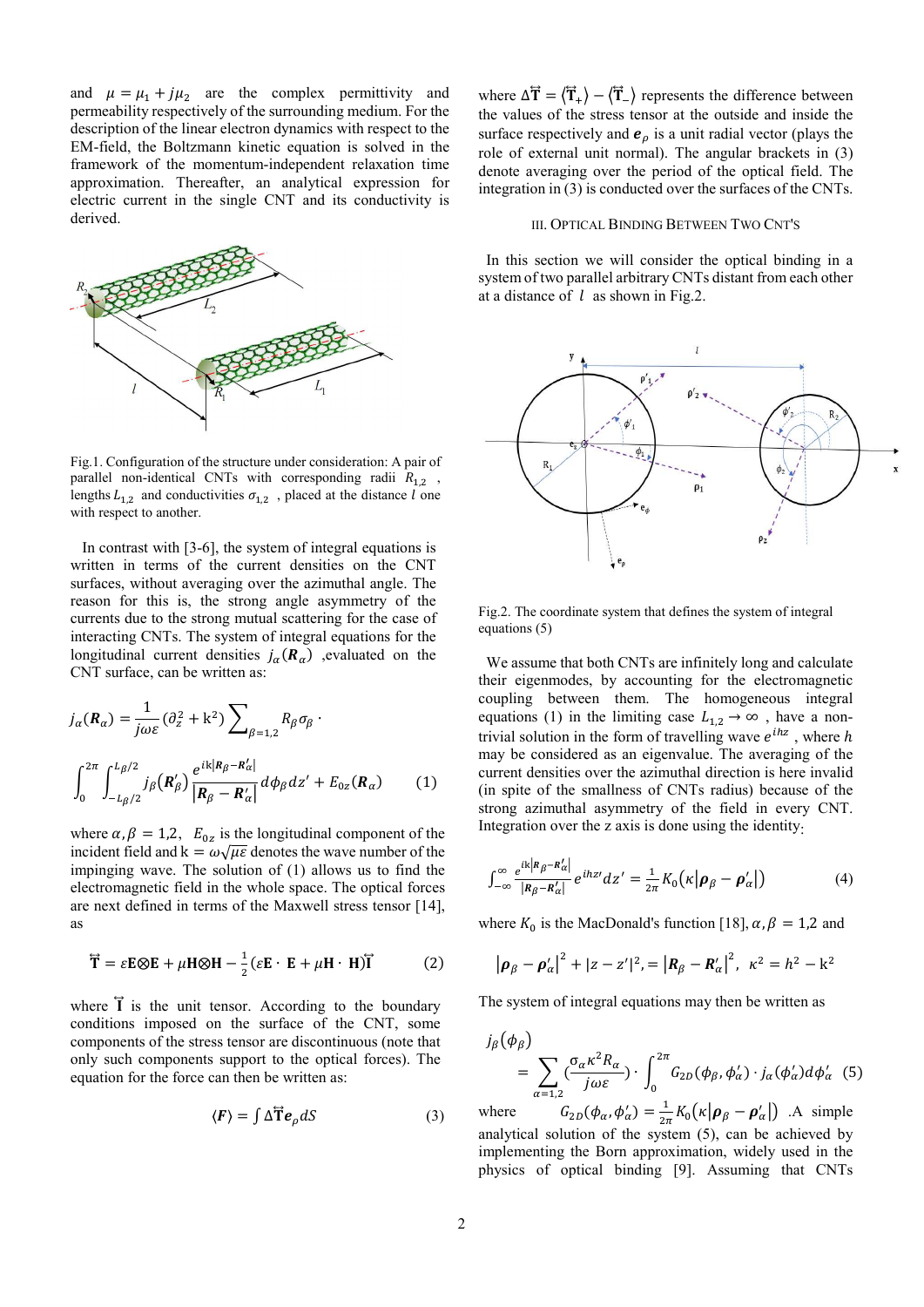and $\mu = \mu_1 + j\mu_2$ are the complex permittivity and permeability respectively of the surrounding medium. For the description of the linear electron dynamics with respect to the EM-field, the Boltzmann kinetic equation is solved in the framework of the momentum-independent relaxation time approximation. Thereafter, an analytical expression for electric current in the single CNT and its conductivity is derived.

Fig.1. Configuration of the structure under consideration: A pair of parallel non-identical CNTs with corresponding radii $R_{1,2}$, lengths $L_{1,2}$ and conductivities $\sigma_{1,2}$, placed at the distance $l$ one with respect to another.

In contrast with [3-6], the system of integral equations is written in terms of the current densities on the CNT surfaces, without averaging over the azimuthal angle. The reason for this is, the strong angle asymmetry of the currents due to the strong mutual scattering for the case of interacting CNTs. The system of integral equations for the longitudinal current densities $j_\alpha(\boldsymbol{R}_\alpha)$ ,evaluated on the CNT surface, can be written as:

$$j_\alpha(\boldsymbol{R}_\alpha) = \frac{1}{j\omega\varepsilon}(\partial_z^2 + \mathrm{k}^2)\sum_{\beta=1,2} R_\beta \sigma_\beta \cdot$$

$$\int_0^{2\pi}\int_{-L_\beta/2}^{L_\beta/2} j_\beta(\boldsymbol{R}'_\beta)\frac{e^{i\mathrm{k}|\boldsymbol{R}_\beta - \boldsymbol{R}'_\alpha|}}{|\boldsymbol{R}_\beta - \boldsymbol{R}'_\alpha|}d\phi_\beta dz' + E_{0z}(\boldsymbol{R}_\alpha) \qquad (1)$$

where $\alpha, \beta = 1,2$, $E_{0z}$ is the longitudinal component of the incident field and $\mathrm{k} = \omega\sqrt{\mu\varepsilon}$ denotes the wave number of the impinging wave. The solution of (1) allows us to find the electromagnetic field in the whole space. The optical forces are next defined in terms of the Maxwell stress tensor [14], as

$$\overleftrightarrow{\mathbf{T}} = \varepsilon\mathbf{E}\otimes\mathbf{E} + \mu\mathbf{H}\otimes\mathbf{H} - \frac{1}{2}(\varepsilon\mathbf{E}\cdot\mathbf{E} + \mu\mathbf{H}\cdot\mathbf{H})\overleftrightarrow{\mathbf{I}} \qquad (2)$$

where $\overleftrightarrow{\mathbf{I}}$ is the unit tensor. According to the boundary conditions imposed on the surface of the CNT, some components of the stress tensor are discontinuous (note that only such components support to the optical forces). The equation for the force can then be written as:

$$\langle \boldsymbol{F} \rangle = \int \Delta\overleftrightarrow{\mathbf{T}}\boldsymbol{e}_\rho dS \qquad (3)$$

where $\Delta\overleftrightarrow{\mathbf{T}} = \langle\overleftrightarrow{\mathbf{T}}_+\rangle - \langle\overleftrightarrow{\mathbf{T}}_-\rangle$ represents the difference between the values of the stress tensor at the outside and inside the surface respectively and $\boldsymbol{e}_\rho$ is a unit radial vector (plays the role of external unit normal). The angular brackets in (3) denote averaging over the period of the optical field. The integration in (3) is conducted over the surfaces of the CNTs.

## III. Optical Binding Between Two CNT's

In this section we will consider the optical binding in a system of two parallel arbitrary CNTs distant from each other at a distance of $l$ as shown in Fig.2.

Fig.2. The coordinate system that defines the system of integral equations (5)

We assume that both CNTs are infinitely long and calculate their eigenmodes, by accounting for the electromagnetic coupling between them. The homogeneous integral equations (1) in the limiting case $L_{1,2} \to \infty$ , have a non-trivial solution in the form of travelling wave $e^{ihz}$ , where $h$ may be considered as an eigenvalue. The averaging of the current densities over the azimuthal direction is here invalid (in spite of the smallness of CNTs radius) because of the strong azimuthal asymmetry of the field in every CNT. Integration over the z axis is done using the identity:

$$\int_{-\infty}^{\infty}\frac{e^{i\mathrm{k}|\boldsymbol{R}_\beta - \boldsymbol{R}'_\alpha|}}{|\boldsymbol{R}_\beta - \boldsymbol{R}'_\alpha|}e^{ihz'}dz' = \frac{1}{2\pi}K_0(\kappa|\boldsymbol{\rho}_\beta - \boldsymbol{\rho}'_\alpha|) \qquad (4)$$

where $K_0$ is the MacDonald's function [18], $\alpha, \beta = 1,2$ and

$$|\boldsymbol{\rho}_\beta - \boldsymbol{\rho}'_\alpha|^2 + |z - z'|^2, = |\boldsymbol{R}_\beta - \boldsymbol{R}'_\alpha|^2, \ \ \kappa^2 = h^2 - \mathrm{k}^2$$

The system of integral equations may then be written as

$$j_\beta(\phi_\beta) = \sum_{\alpha=1,2}\left(\frac{\sigma_\alpha \kappa^2 R_\alpha}{j\omega\varepsilon}\right)\cdot\int_0^{2\pi} G_{2D}(\phi_\beta, \phi'_\alpha)\cdot j_\alpha(\phi'_\alpha)d\phi'_\alpha \quad (5)$$

where $G_{2D}(\phi_\alpha, \phi'_\alpha) = \frac{1}{2\pi}K_0(\kappa|\boldsymbol{\rho}_\beta - \boldsymbol{\rho}'_\alpha|)$ .A simple analytical solution of the system (5), can be achieved by implementing the Born approximation, widely used in the physics of optical binding [9]. Assuming that CNTs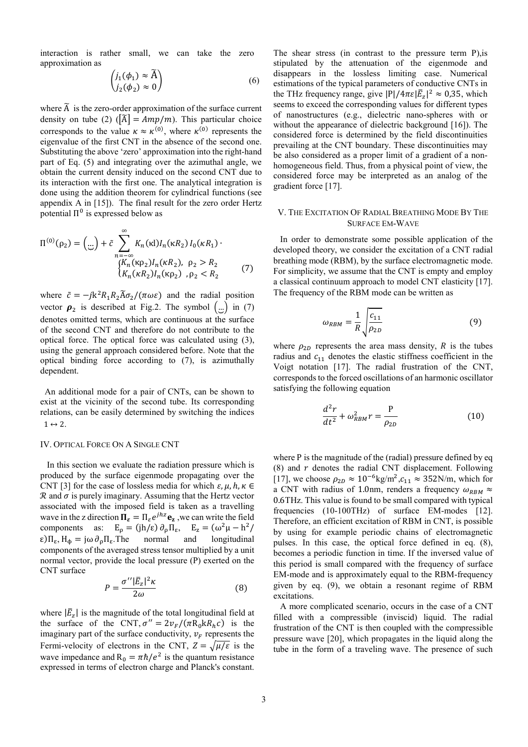interaction is rather small, we can take the zero approximation as

$$\begin{pmatrix} j_1(\phi_1) \approx \widetilde{\mathrm{A}} \\ j_2(\phi_2) \approx 0 \end{pmatrix} \tag{6}$$

where $\widetilde{\mathrm{A}}$ is the zero-order approximation of the surface current density on tube (2) ($[\widetilde{\mathrm{A}}] = Amp/m$). This particular choice corresponds to the value $\kappa \approx \kappa^{(0)}$, where $\kappa^{(0)}$ represents the eigenvalue of the first CNT in the absence of the second one. Substituting the above 'zero' approximation into the right-hand part of Eq. (5) and integrating over the azimuthal angle, we obtain the current density induced on the second CNT due to its interaction with the first one. The analytical integration is done using the addition theorem for cylindrical functions (see appendix A in [15]). The final result for the zero order Hertz potential $\Pi^0$ is expressed below as

$$\Pi^{(0)}(\rho_2) = \left(\underset{\cdots}{}\right) + \tilde{c} \sum_{n=-\infty}^{\infty} K_n(\kappa l) I_n(\kappa R_2)\, I_0(\kappa R_1) \cdot \begin{cases} K_n(\kappa\rho_2) I_n(\kappa R_2), & \rho_2 > R_2 \\ K_n(\kappa R_2) I_n(\kappa\rho_2), & \rho_2 < R_2 \end{cases} \tag{7}$$

where $\tilde{c} = -jk^2 R_1 R_2 \widetilde{\mathrm{A}} \sigma_2 / (\pi\omega\varepsilon)$ and the radial position vector $\boldsymbol{\rho}_2$ is described at Fig.2. The symbol $\left(\underset{\cdots}{}\right)$ in (7) denotes omitted terms, which are continuous at the surface of the second CNT and therefore do not contribute to the optical force. The optical force was calculated using (3), using the general approach considered before. Note that the optical binding force according to (7), is azimuthally dependent.

An additional mode for a pair of CNTs, can be shown to exist at the vicinity of the second tube. Its corresponding relations, can be easily determined by switching the indices $1 \leftrightarrow 2$.

## IV. Optical Force On A Single CNT

In this section we evaluate the radiation pressure which is produced by the surface eigenmode propagating over the CNT [3] for the case of lossless media for which $\varepsilon, \mu, h, \kappa \in \mathcal{R}$ and $\sigma$ is purely imaginary. Assuming that the Hertz vector associated with the imposed field is taken as a travelling wave in the z direction $\boldsymbol{\Pi}_\varepsilon = \Pi_\varepsilon e^{jhz}\mathbf{e}_z$, we can write the field components as: $E_\rho = (jh/\varepsilon)\,\partial_\rho \Pi_\varepsilon$, $E_z = (\omega^2\mu - h^2/\varepsilon)\Pi_\varepsilon$, $H_\phi = j\omega\,\partial_\rho\Pi_\varepsilon$. The normal and longitudinal components of the averaged stress tensor multiplied by a unit normal vector, provide the local pressure (P) exerted on the CNT surface

$$P = \frac{\sigma'' |\bar{E}_z|^2 \kappa}{2\omega} \tag{8}$$

where $|\bar{E}_z|$ is the magnitude of the total longitudinal field at the surface of the CNT, $\sigma'' = 2v_F/(\pi R_0 k R_h c)$ is the imaginary part of the surface conductivity, $v_F$ represents the Fermi-velocity of electrons in the CNT, $Z = \sqrt{\mu/\varepsilon}$ is the wave impedance and $R_0 = \pi\hbar/e^2$ is the quantum resistance expressed in terms of electron charge and Planck's constant. The shear stress (in contrast to the pressure term P),is stipulated by the attenuation of the eigenmode and disappears in the lossless limiting case. Numerical estimations of the typical parameters of conductive CNTs in the THz frequency range, give $|\mathrm{P}|/4\pi\varepsilon|\bar{E}_z|^2 \approx 0{,}35$, which seems to exceed the corresponding values for different types of nanostructures (e.g., dielectric nano-spheres with or without the appearance of dielectric background [16]). The considered force is determined by the field discontinuities prevailing at the CNT boundary. These discontinuities may be also considered as a proper limit of a gradient of a non-homogeneous field. Thus, from a physical point of view, the considered force may be interpreted as an analog of the gradient force [17].

## V. The Excitation Of Radial Breathing Mode By The Surface EM-Wave

In order to demonstrate some possible application of the developed theory, we consider the excitation of a CNT radial breathing mode (RBM), by the surface electromagnetic mode. For simplicity, we assume that the CNT is empty and employ a classical continuum approach to model CNT elasticity [17]. The frequency of the RBM mode can be written as

$$\omega_{RBM} = \frac{1}{R}\sqrt{\frac{c_{11}}{\rho_{2D}}} \tag{9}$$

where $\rho_{2D}$ represents the area mass density, $R$ is the tubes radius and $c_{11}$ denotes the elastic stiffness coefficient in the Voigt notation [17]. The radial frustration of the CNT, corresponds to the forced oscillations of an harmonic oscillator satisfying the following equation

$$\frac{d^2 r}{dt^2} + \omega_{RBM}^2 r = \frac{\mathrm{P}}{\rho_{2D}} \tag{10}$$

where P is the magnitude of the (radial) pressure defined by eq (8) and $r$ denotes the radial CNT displacement. Following [17], we choose $\rho_{2D} \approx 10^{-6}\mathrm{kg/m^2}$, $c_{11} \approx 352\mathrm{N/m}$, which for a CNT with radius of 1.0nm, renders a frequency $\omega_{RBM} \approx 0.6\mathrm{THz}$. This value is found to be small compared with typical frequencies (10-100THz) of surface EM-modes [12]. Therefore, an efficient excitation of RBM in CNT, is possible by using for example periodic chains of electromagnetic pulses. In this case, the optical force defined in eq. (8), becomes a periodic function in time. If the inversed value of this period is small compared with the frequency of surface EM-mode and is approximately equal to the RBM-frequency given by eq. (9), we obtain a resonant regime of RBM excitations.

A more complicated scenario, occurs in the case of a CNT filled with a compressible (inviscid) liquid. The radial frustration of the CNT is then coupled with the compressible pressure wave [20], which propagates in the liquid along the tube in the form of a traveling wave. The presence of such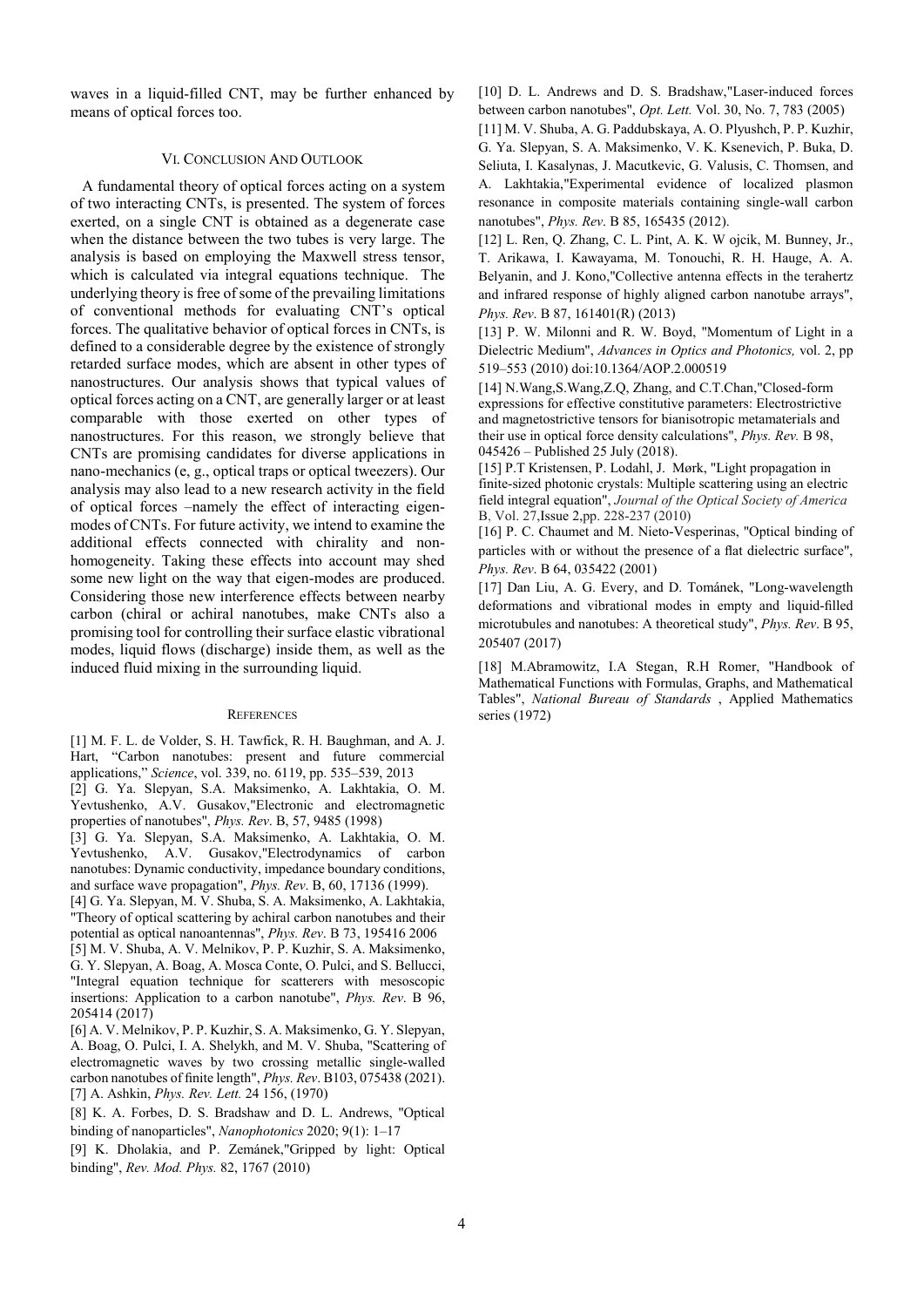waves in a liquid-filled CNT, may be further enhanced by means of optical forces too.

## VI. Conclusion And Outlook

A fundamental theory of optical forces acting on a system of two interacting CNTs, is presented. The system of forces exerted, on a single CNT is obtained as a degenerate case when the distance between the two tubes is very large. The analysis is based on employing the Maxwell stress tensor, which is calculated via integral equations technique. The underlying theory is free of some of the prevailing limitations of conventional methods for evaluating CNT's optical forces. The qualitative behavior of optical forces in CNTs, is defined to a considerable degree by the existence of strongly retarded surface modes, which are absent in other types of nanostructures. Our analysis shows that typical values of optical forces acting on a CNT, are generally larger or at least comparable with those exerted on other types of nanostructures. For this reason, we strongly believe that CNTs are promising candidates for diverse applications in nano-mechanics (e, g., optical traps or optical tweezers). Our analysis may also lead to a new research activity in the field of optical forces –namely the effect of interacting eigen-modes of CNTs. For future activity, we intend to examine the additional effects connected with chirality and non-homogeneity. Taking these effects into account may shed some new light on the way that eigen-modes are produced. Considering those new interference effects between nearby carbon (chiral or achiral nanotubes, make CNTs also a promising tool for controlling their surface elastic vibrational modes, liquid flows (discharge) inside them, as well as the induced fluid mixing in the surrounding liquid.

## References

[1] M. F. L. de Volder, S. H. Tawfick, R. H. Baughman, and A. J. Hart, "Carbon nanotubes: present and future commercial applications," *Science*, vol. 339, no. 6119, pp. 535–539, 2013

[2] G. Ya. Slepyan, S.A. Maksimenko, A. Lakhtakia, O. M. Yevtushenko, A.V. Gusakov,"Electronic and electromagnetic properties of nanotubes", *Phys. Rev*. B, 57, 9485 (1998)

[3] G. Ya. Slepyan, S.A. Maksimenko, A. Lakhtakia, O. M. Yevtushenko, A.V. Gusakov,"Electrodynamics of carbon nanotubes: Dynamic conductivity, impedance boundary conditions, and surface wave propagation", *Phys. Rev*. B, 60, 17136 (1999).

[4] G. Ya. Slepyan, M. V. Shuba, S. A. Maksimenko, A. Lakhtakia, "Theory of optical scattering by achiral carbon nanotubes and their potential as optical nanoantennas", *Phys. Rev*. B 73, 195416 2006

[5] M. V. Shuba, A. V. Melnikov, P. P. Kuzhir, S. A. Maksimenko, G. Y. Slepyan, A. Boag, A. Mosca Conte, O. Pulci, and S. Bellucci, "Integral equation technique for scatterers with mesoscopic insertions: Application to a carbon nanotube", *Phys. Rev*. B 96, 205414 (2017)

[6] A. V. Melnikov, P. P. Kuzhir, S. A. Maksimenko, G. Y. Slepyan, A. Boag, O. Pulci, I. A. Shelykh, and M. V. Shuba, "Scattering of electromagnetic waves by two crossing metallic single-walled carbon nanotubes of finite length", *Phys. Rev*. B103, 075438 (2021).

[7] A. Ashkin, *Phys. Rev. Lett.* 24 156, (1970)

[8] K. A. Forbes, D. S. Bradshaw and D. L. Andrews, "Optical binding of nanoparticles", *Nanophotonics* 2020; 9(1): 1–17

[9] K. Dholakia, and P. Zemánek,"Gripped by light: Optical binding", *Rev. Mod. Phys.* 82, 1767 (2010)

[10] D. L. Andrews and D. S. Bradshaw,"Laser-induced forces between carbon nanotubes", *Opt. Lett.* Vol. 30, No. 7, 783 (2005)

[11] M. V. Shuba, A. G. Paddubskaya, A. O. Plyushch, P. P. Kuzhir, G. Ya. Slepyan, S. A. Maksimenko, V. K. Ksenevich, P. Buka, D. Seliuta, I. Kasalynas, J. Macutkevic, G. Valusis, C. Thomsen, and A. Lakhtakia,"Experimental evidence of localized plasmon resonance in composite materials containing single-wall carbon nanotubes", *Phys. Rev*. B 85, 165435 (2012).

[12] L. Ren, Q. Zhang, C. L. Pint, A. K. W ojcik, M. Bunney, Jr., T. Arikawa, I. Kawayama, M. Tonouchi, R. H. Hauge, A. A. Belyanin, and J. Kono,"Collective antenna effects in the terahertz and infrared response of highly aligned carbon nanotube arrays", *Phys. Rev*. B 87, 161401(R) (2013)

[13] P. W. Milonni and R. W. Boyd, "Momentum of Light in a Dielectric Medium", *Advances in Optics and Photonics,* vol. 2, pp 519–553 (2010) doi:10.1364/AOP.2.000519

[14] N.Wang,S.Wang,Z.Q, Zhang, and C.T.Chan,"Closed-form expressions for effective constitutive parameters: Electrostrictive and magnetostrictive tensors for bianisotropic metamaterials and their use in optical force density calculations", *Phys. Rev.* B 98, 045426 – Published 25 July (2018).

[15] P.T Kristensen, P. Lodahl, J. Mørk, "Light propagation in finite-sized photonic crystals: Multiple scattering using an electric field integral equation", *Journal of the Optical Society of America* B, Vol. 27,Issue 2,pp. 228-237 (2010)

[16] P. C. Chaumet and M. Nieto-Vesperinas, "Optical binding of particles with or without the presence of a flat dielectric surface", *Phys. Rev*. B 64, 035422 (2001)

[17] Dan Liu, A. G. Every, and D. Tománek, "Long-wavelength deformations and vibrational modes in empty and liquid-filled microtubules and nanotubes: A theoretical study", *Phys. Rev*. B 95, 205407 (2017)

[18] M.Abramowitz, I.A Stegan, R.H Romer, "Handbook of Mathematical Functions with Formulas, Graphs, and Mathematical Tables", *National Bureau of Standards* , Applied Mathematics series (1972)